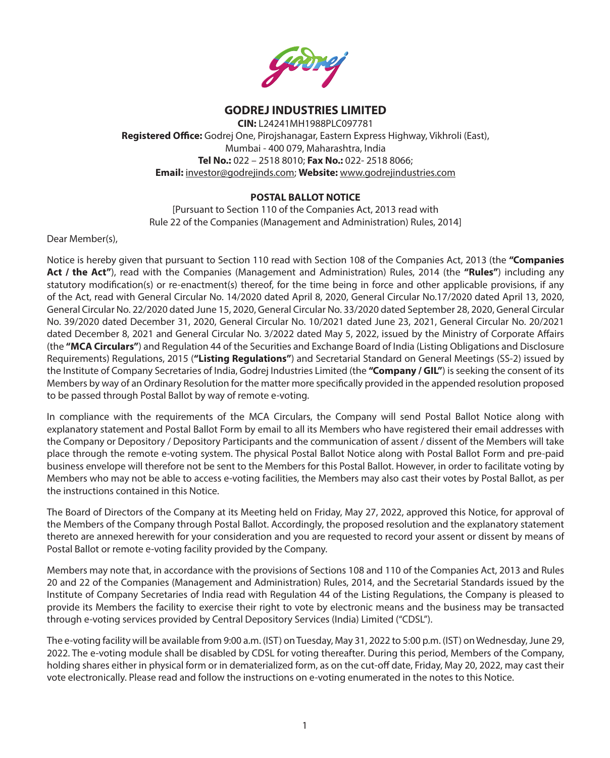# GODREJ INDUSTRIES LIMITED

**CIN:** L24241MH1988PLC097781
**Registered Office:** Godrej One, Pirojshanagar, Eastern Express Highway, Vikhroli (East), Mumbai - 400 079, Maharashtra, India
**Tel No.:** 022 – 2518 8010; **Fax No.:** 022- 2518 8066;
**Email:** investor@godrejinds.com; **Website:** www.godrejindustries.com

## POSTAL BALLOT NOTICE

[Pursuant to Section 110 of the Companies Act, 2013 read with Rule 22 of the Companies (Management and Administration) Rules, 2014]

Dear Member(s),

Notice is hereby given that pursuant to Section 110 read with Section 108 of the Companies Act, 2013 (the **"Companies Act / the Act"**), read with the Companies (Management and Administration) Rules, 2014 (the **"Rules"**) including any statutory modification(s) or re-enactment(s) thereof, for the time being in force and other applicable provisions, if any of the Act, read with General Circular No. 14/2020 dated April 8, 2020, General Circular No.17/2020 dated April 13, 2020, General Circular No. 22/2020 dated June 15, 2020, General Circular No. 33/2020 dated September 28, 2020, General Circular No. 39/2020 dated December 31, 2020, General Circular No. 10/2021 dated June 23, 2021, General Circular No. 20/2021 dated December 8, 2021 and General Circular No. 3/2022 dated May 5, 2022, issued by the Ministry of Corporate Affairs (the **"MCA Circulars"**) and Regulation 44 of the Securities and Exchange Board of India (Listing Obligations and Disclosure Requirements) Regulations, 2015 (**"Listing Regulations"**) and Secretarial Standard on General Meetings (SS-2) issued by the Institute of Company Secretaries of India, Godrej Industries Limited (the **"Company / GIL"**) is seeking the consent of its Members by way of an Ordinary Resolution for the matter more specifically provided in the appended resolution proposed to be passed through Postal Ballot by way of remote e-voting.

In compliance with the requirements of the MCA Circulars, the Company will send Postal Ballot Notice along with explanatory statement and Postal Ballot Form by email to all its Members who have registered their email addresses with the Company or Depository / Depository Participants and the communication of assent / dissent of the Members will take place through the remote e-voting system. The physical Postal Ballot Notice along with Postal Ballot Form and pre-paid business envelope will therefore not be sent to the Members for this Postal Ballot. However, in order to facilitate voting by Members who may not be able to access e-voting facilities, the Members may also cast their votes by Postal Ballot, as per the instructions contained in this Notice.

The Board of Directors of the Company at its Meeting held on Friday, May 27, 2022, approved this Notice, for approval of the Members of the Company through Postal Ballot. Accordingly, the proposed resolution and the explanatory statement thereto are annexed herewith for your consideration and you are requested to record your assent or dissent by means of Postal Ballot or remote e-voting facility provided by the Company.

Members may note that, in accordance with the provisions of Sections 108 and 110 of the Companies Act, 2013 and Rules 20 and 22 of the Companies (Management and Administration) Rules, 2014, and the Secretarial Standards issued by the Institute of Company Secretaries of India read with Regulation 44 of the Listing Regulations, the Company is pleased to provide its Members the facility to exercise their right to vote by electronic means and the business may be transacted through e-voting services provided by Central Depository Services (India) Limited ("CDSL").

The e-voting facility will be available from 9:00 a.m. (IST) on Tuesday, May 31, 2022 to 5:00 p.m. (IST) on Wednesday, June 29, 2022. The e-voting module shall be disabled by CDSL for voting thereafter. During this period, Members of the Company, holding shares either in physical form or in dematerialized form, as on the cut-off date, Friday, May 20, 2022, may cast their vote electronically. Please read and follow the instructions on e-voting enumerated in the notes to this Notice.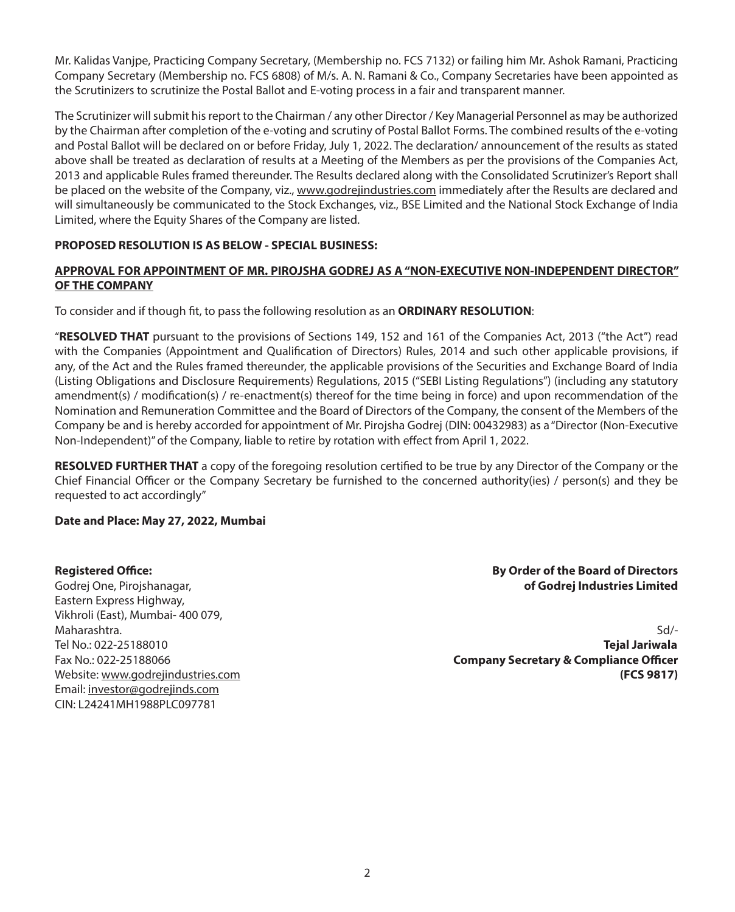Mr. Kalidas Vanjpe, Practicing Company Secretary, (Membership no. FCS 7132) or failing him Mr. Ashok Ramani, Practicing Company Secretary (Membership no. FCS 6808) of M/s. A. N. Ramani & Co., Company Secretaries have been appointed as the Scrutinizers to scrutinize the Postal Ballot and E-voting process in a fair and transparent manner.

The Scrutinizer will submit his report to the Chairman / any other Director / Key Managerial Personnel as may be authorized by the Chairman after completion of the e-voting and scrutiny of Postal Ballot Forms. The combined results of the e-voting and Postal Ballot will be declared on or before Friday, July 1, 2022. The declaration/ announcement of the results as stated above shall be treated as declaration of results at a Meeting of the Members as per the provisions of the Companies Act, 2013 and applicable Rules framed thereunder. The Results declared along with the Consolidated Scrutinizer's Report shall be placed on the website of the Company, viz., www.godrejindustries.com immediately after the Results are declared and will simultaneously be communicated to the Stock Exchanges, viz., BSE Limited and the National Stock Exchange of India Limited, where the Equity Shares of the Company are listed.

**PROPOSED RESOLUTION IS AS BELOW - SPECIAL BUSINESS:**

**APPROVAL FOR APPOINTMENT OF MR. PIROJSHA GODREJ AS A "NON-EXECUTIVE NON-INDEPENDENT DIRECTOR" OF THE COMPANY**

To consider and if though fit, to pass the following resolution as an **ORDINARY RESOLUTION**:

"**RESOLVED THAT** pursuant to the provisions of Sections 149, 152 and 161 of the Companies Act, 2013 ("the Act") read with the Companies (Appointment and Qualification of Directors) Rules, 2014 and such other applicable provisions, if any, of the Act and the Rules framed thereunder, the applicable provisions of the Securities and Exchange Board of India (Listing Obligations and Disclosure Requirements) Regulations, 2015 ("SEBI Listing Regulations") (including any statutory amendment(s) / modification(s) / re-enactment(s) thereof for the time being in force) and upon recommendation of the Nomination and Remuneration Committee and the Board of Directors of the Company, the consent of the Members of the Company be and is hereby accorded for appointment of Mr. Pirojsha Godrej (DIN: 00432983) as a "Director (Non-Executive Non-Independent)" of the Company, liable to retire by rotation with effect from April 1, 2022.

**RESOLVED FURTHER THAT** a copy of the foregoing resolution certified to be true by any Director of the Company or the Chief Financial Officer or the Company Secretary be furnished to the concerned authority(ies) / person(s) and they be requested to act accordingly"

**Date and Place: May 27, 2022, Mumbai**

**Registered Office:**
Godrej One, Pirojshanagar,
Eastern Express Highway,
Vikhroli (East), Mumbai- 400 079,
Maharashtra.
Tel No.: 022-25188010
Fax No.: 022-25188066
Website: www.godrejindustries.com
Email: investor@godrejinds.com
CIN: L24241MH1988PLC097781

**By Order of the Board of Directors**
**of Godrej Industries Limited**

Sd/-
**Tejal Jariwala**
**Company Secretary & Compliance Officer**
**(FCS 9817)**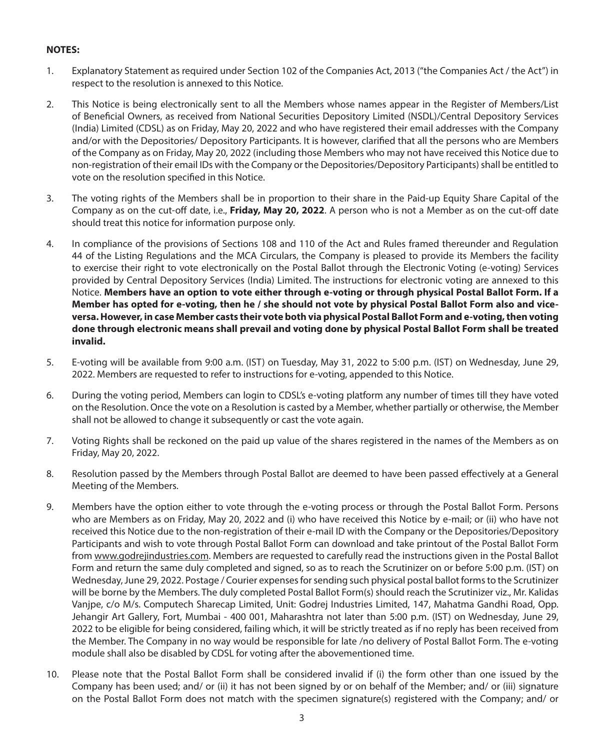**NOTES:**

1. Explanatory Statement as required under Section 102 of the Companies Act, 2013 ("the Companies Act / the Act") in respect to the resolution is annexed to this Notice.

2. This Notice is being electronically sent to all the Members whose names appear in the Register of Members/List of Beneficial Owners, as received from National Securities Depository Limited (NSDL)/Central Depository Services (India) Limited (CDSL) as on Friday, May 20, 2022 and who have registered their email addresses with the Company and/or with the Depositories/ Depository Participants. It is however, clarified that all the persons who are Members of the Company as on Friday, May 20, 2022 (including those Members who may not have received this Notice due to non-registration of their email IDs with the Company or the Depositories/Depository Participants) shall be entitled to vote on the resolution specified in this Notice.

3. The voting rights of the Members shall be in proportion to their share in the Paid-up Equity Share Capital of the Company as on the cut-off date, i.e., **Friday, May 20, 2022**. A person who is not a Member as on the cut-off date should treat this notice for information purpose only.

4. In compliance of the provisions of Sections 108 and 110 of the Act and Rules framed thereunder and Regulation 44 of the Listing Regulations and the MCA Circulars, the Company is pleased to provide its Members the facility to exercise their right to vote electronically on the Postal Ballot through the Electronic Voting (e-voting) Services provided by Central Depository Services (India) Limited. The instructions for electronic voting are annexed to this Notice. **Members have an option to vote either through e-voting or through physical Postal Ballot Form. If a Member has opted for e-voting, then he / she should not vote by physical Postal Ballot Form also and vice-versa. However, in case Member casts their vote both via physical Postal Ballot Form and e-voting, then voting done through electronic means shall prevail and voting done by physical Postal Ballot Form shall be treated invalid.**

5. E-voting will be available from 9:00 a.m. (IST) on Tuesday, May 31, 2022 to 5:00 p.m. (IST) on Wednesday, June 29, 2022. Members are requested to refer to instructions for e-voting, appended to this Notice.

6. During the voting period, Members can login to CDSL's e-voting platform any number of times till they have voted on the Resolution. Once the vote on a Resolution is casted by a Member, whether partially or otherwise, the Member shall not be allowed to change it subsequently or cast the vote again.

7. Voting Rights shall be reckoned on the paid up value of the shares registered in the names of the Members as on Friday, May 20, 2022.

8. Resolution passed by the Members through Postal Ballot are deemed to have been passed effectively at a General Meeting of the Members.

9. Members have the option either to vote through the e-voting process or through the Postal Ballot Form. Persons who are Members as on Friday, May 20, 2022 and (i) who have received this Notice by e-mail; or (ii) who have not received this Notice due to the non-registration of their e-mail ID with the Company or the Depositories/Depository Participants and wish to vote through Postal Ballot Form can download and take printout of the Postal Ballot Form from www.godrejindustries.com. Members are requested to carefully read the instructions given in the Postal Ballot Form and return the same duly completed and signed, so as to reach the Scrutinizer on or before 5:00 p.m. (IST) on Wednesday, June 29, 2022. Postage / Courier expenses for sending such physical postal ballot forms to the Scrutinizer will be borne by the Members. The duly completed Postal Ballot Form(s) should reach the Scrutinizer viz., Mr. Kalidas Vanjpe, c/o M/s. Computech Sharecap Limited, Unit: Godrej Industries Limited, 147, Mahatma Gandhi Road, Opp. Jehangir Art Gallery, Fort, Mumbai - 400 001, Maharashtra not later than 5:00 p.m. (IST) on Wednesday, June 29, 2022 to be eligible for being considered, failing which, it will be strictly treated as if no reply has been received from the Member. The Company in no way would be responsible for late /no delivery of Postal Ballot Form. The e-voting module shall also be disabled by CDSL for voting after the abovementioned time.

10. Please note that the Postal Ballot Form shall be considered invalid if (i) the form other than one issued by the Company has been used; and/ or (ii) it has not been signed by or on behalf of the Member; and/ or (iii) signature on the Postal Ballot Form does not match with the specimen signature(s) registered with the Company; and/ or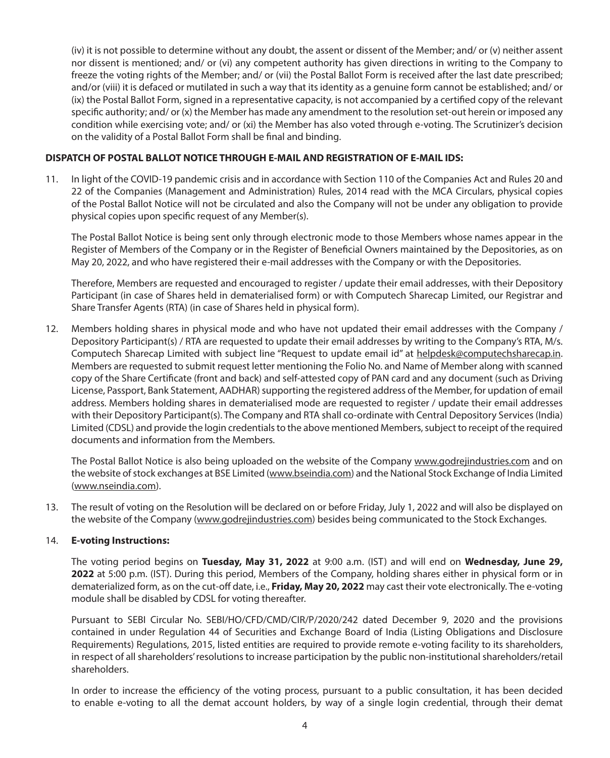(iv) it is not possible to determine without any doubt, the assent or dissent of the Member; and/ or (v) neither assent nor dissent is mentioned; and/ or (vi) any competent authority has given directions in writing to the Company to freeze the voting rights of the Member; and/ or (vii) the Postal Ballot Form is received after the last date prescribed; and/or (viii) it is defaced or mutilated in such a way that its identity as a genuine form cannot be established; and/ or (ix) the Postal Ballot Form, signed in a representative capacity, is not accompanied by a certified copy of the relevant specific authority; and/ or (x) the Member has made any amendment to the resolution set-out herein or imposed any condition while exercising vote; and/ or (xi) the Member has also voted through e-voting. The Scrutinizer's decision on the validity of a Postal Ballot Form shall be final and binding.

**DISPATCH OF POSTAL BALLOT NOTICE THROUGH E-MAIL AND REGISTRATION OF E-MAIL IDS:**

11. In light of the COVID-19 pandemic crisis and in accordance with Section 110 of the Companies Act and Rules 20 and 22 of the Companies (Management and Administration) Rules, 2014 read with the MCA Circulars, physical copies of the Postal Ballot Notice will not be circulated and also the Company will not be under any obligation to provide physical copies upon specific request of any Member(s).

    The Postal Ballot Notice is being sent only through electronic mode to those Members whose names appear in the Register of Members of the Company or in the Register of Beneficial Owners maintained by the Depositories, as on May 20, 2022, and who have registered their e-mail addresses with the Company or with the Depositories.

    Therefore, Members are requested and encouraged to register / update their email addresses, with their Depository Participant (in case of Shares held in dematerialised form) or with Computech Sharecap Limited, our Registrar and Share Transfer Agents (RTA) (in case of Shares held in physical form).

12. Members holding shares in physical mode and who have not updated their email addresses with the Company / Depository Participant(s) / RTA are requested to update their email addresses by writing to the Company's RTA, M/s. Computech Sharecap Limited with subject line "Request to update email id" at helpdesk@computechsharecap.in. Members are requested to submit request letter mentioning the Folio No. and Name of Member along with scanned copy of the Share Certificate (front and back) and self-attested copy of PAN card and any document (such as Driving License, Passport, Bank Statement, AADHAR) supporting the registered address of the Member, for updation of email address. Members holding shares in dematerialised mode are requested to register / update their email addresses with their Depository Participant(s). The Company and RTA shall co-ordinate with Central Depository Services (India) Limited (CDSL) and provide the login credentials to the above mentioned Members, subject to receipt of the required documents and information from the Members.

    The Postal Ballot Notice is also being uploaded on the website of the Company www.godrejindustries.com and on the website of stock exchanges at BSE Limited (www.bseindia.com) and the National Stock Exchange of India Limited (www.nseindia.com).

13. The result of voting on the Resolution will be declared on or before Friday, July 1, 2022 and will also be displayed on the website of the Company (www.godrejindustries.com) besides being communicated to the Stock Exchanges.

14. **E-voting Instructions:**

    The voting period begins on **Tuesday, May 31, 2022** at 9:00 a.m. (IST) and will end on **Wednesday, June 29, 2022** at 5:00 p.m. (IST). During this period, Members of the Company, holding shares either in physical form or in dematerialized form, as on the cut-off date, i.e., **Friday, May 20, 2022** may cast their vote electronically. The e-voting module shall be disabled by CDSL for voting thereafter.

    Pursuant to SEBI Circular No. SEBI/HO/CFD/CMD/CIR/P/2020/242 dated December 9, 2020 and the provisions contained in under Regulation 44 of Securities and Exchange Board of India (Listing Obligations and Disclosure Requirements) Regulations, 2015, listed entities are required to provide remote e-voting facility to its shareholders, in respect of all shareholders' resolutions to increase participation by the public non-institutional shareholders/retail shareholders.

    In order to increase the efficiency of the voting process, pursuant to a public consultation, it has been decided to enable e-voting to all the demat account holders, by way of a single login credential, through their demat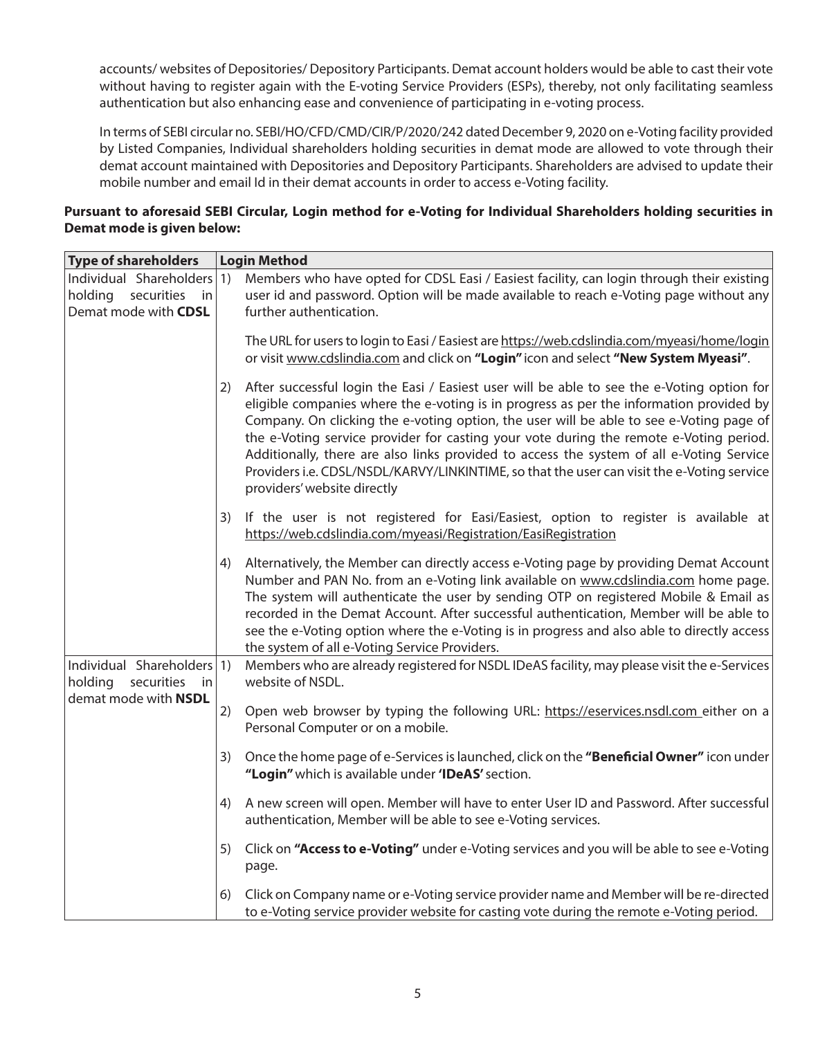accounts/ websites of Depositories/ Depository Participants. Demat account holders would be able to cast their vote without having to register again with the E-voting Service Providers (ESPs), thereby, not only facilitating seamless authentication but also enhancing ease and convenience of participating in e-voting process.

In terms of SEBI circular no. SEBI/HO/CFD/CMD/CIR/P/2020/242 dated December 9, 2020 on e-Voting facility provided by Listed Companies, Individual shareholders holding securities in demat mode are allowed to vote through their demat account maintained with Depositories and Depository Participants. Shareholders are advised to update their mobile number and email Id in their demat accounts in order to access e-Voting facility.

**Pursuant to aforesaid SEBI Circular, Login method for e-Voting for Individual Shareholders holding securities in Demat mode is given below:**

| Type of shareholders | Login Method |
|---|---|
| Individual Shareholders holding securities in Demat mode with **CDSL** | 1) Members who have opted for CDSL Easi / Easiest facility, can login through their existing user id and password. Option will be made available to reach e-Voting page without any further authentication.<br><br>The URL for users to login to Easi / Easiest are https://web.cdslindia.com/myeasi/home/login or visit www.cdslindia.com and click on **"Login"** icon and select **"New System Myeasi"**.<br><br>2) After successful login the Easi / Easiest user will be able to see the e-Voting option for eligible companies where the e-voting is in progress as per the information provided by Company. On clicking the e-voting option, the user will be able to see e-Voting page of the e-Voting service provider for casting your vote during the remote e-Voting period. Additionally, there are also links provided to access the system of all e-Voting Service Providers i.e. CDSL/NSDL/KARVY/LINKINTIME, so that the user can visit the e-Voting service providers' website directly<br><br>3) If the user is not registered for Easi/Easiest, option to register is available at https://web.cdslindia.com/myeasi/Registration/EasiRegistration<br><br>4) Alternatively, the Member can directly access e-Voting page by providing Demat Account Number and PAN No. from an e-Voting link available on www.cdslindia.com home page. The system will authenticate the user by sending OTP on registered Mobile & Email as recorded in the Demat Account. After successful authentication, Member will be able to see the e-Voting option where the e-Voting is in progress and also able to directly access the system of all e-Voting Service Providers. |
| Individual Shareholders holding securities in demat mode with **NSDL** | 1) Members who are already registered for NSDL IDeAS facility, may please visit the e-Services website of NSDL.<br><br>2) Open web browser by typing the following URL: https://eservices.nsdl.com either on a Personal Computer or on a mobile.<br><br>3) Once the home page of e-Services is launched, click on the **"Beneficial Owner"** icon under **"Login"** which is available under **'IDeAS'** section.<br><br>4) A new screen will open. Member will have to enter User ID and Password. After successful authentication, Member will be able to see e-Voting services.<br><br>5) Click on **"Access to e-Voting"** under e-Voting services and you will be able to see e-Voting page.<br><br>6) Click on Company name or e-Voting service provider name and Member will be re-directed to e-Voting service provider website for casting vote during the remote e-Voting period. |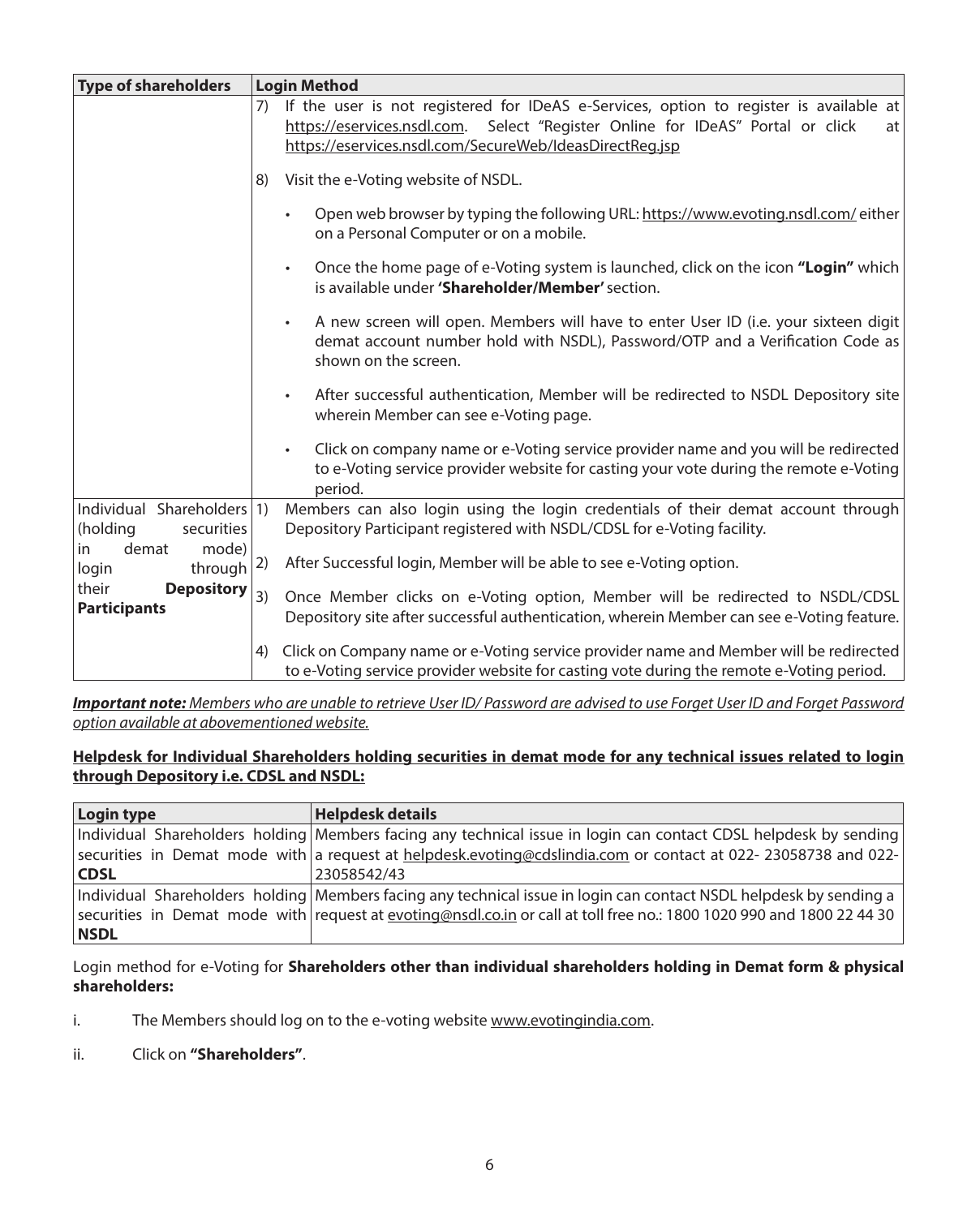| Type of shareholders | Login Method |
|---|---|
| | 7) If the user is not registered for IDeAS e-Services, option to register is available at https://eservices.nsdl.com. Select "Register Online for IDeAS" Portal or click at https://eservices.nsdl.com/SecureWeb/IdeasDirectReg.jsp<br><br>8) Visit the e-Voting website of NSDL.<br><br>• Open web browser by typing the following URL: https://www.evoting.nsdl.com/ either on a Personal Computer or on a mobile.<br><br>• Once the home page of e-Voting system is launched, click on the icon **"Login"** which is available under **'Shareholder/Member'** section.<br><br>• A new screen will open. Members will have to enter User ID (i.e. your sixteen digit demat account number hold with NSDL), Password/OTP and a Verification Code as shown on the screen.<br><br>• After successful authentication, Member will be redirected to NSDL Depository site wherein Member can see e-Voting page.<br><br>• Click on company name or e-Voting service provider name and you will be redirected to e-Voting service provider website for casting your vote during the remote e-Voting period. |
| Individual Shareholders (holding securities in demat mode) login through their **Depository Participants** | 1) Members can also login using the login credentials of their demat account through Depository Participant registered with NSDL/CDSL for e-Voting facility.<br><br>2) After Successful login, Member will be able to see e-Voting option.<br><br>3) Once Member clicks on e-Voting option, Member will be redirected to NSDL/CDSL Depository site after successful authentication, wherein Member can see e-Voting feature.<br><br>4) Click on Company name or e-Voting service provider name and Member will be redirected to e-Voting service provider website for casting vote during the remote e-Voting period. |

***Important note:*** *Members who are unable to retrieve User ID/ Password are advised to use Forget User ID and Forget Password option available at abovementioned website.*

**Helpdesk for Individual Shareholders holding securities in demat mode for any technical issues related to login through Depository i.e. CDSL and NSDL:**

| Login type | Helpdesk details |
|---|---|
| Individual Shareholders holding securities in Demat mode with **CDSL** | Members facing any technical issue in login can contact CDSL helpdesk by sending a request at helpdesk.evoting@cdslindia.com or contact at 022- 23058738 and 022-23058542/43 |
| Individual Shareholders holding securities in Demat mode with **NSDL** | Members facing any technical issue in login can contact NSDL helpdesk by sending a request at evoting@nsdl.co.in or call at toll free no.: 1800 1020 990 and 1800 22 44 30 |

Login method for e-Voting for **Shareholders other than individual shareholders holding in Demat form & physical shareholders:**

i. The Members should log on to the e-voting website www.evotingindia.com.

ii. Click on **"Shareholders"**.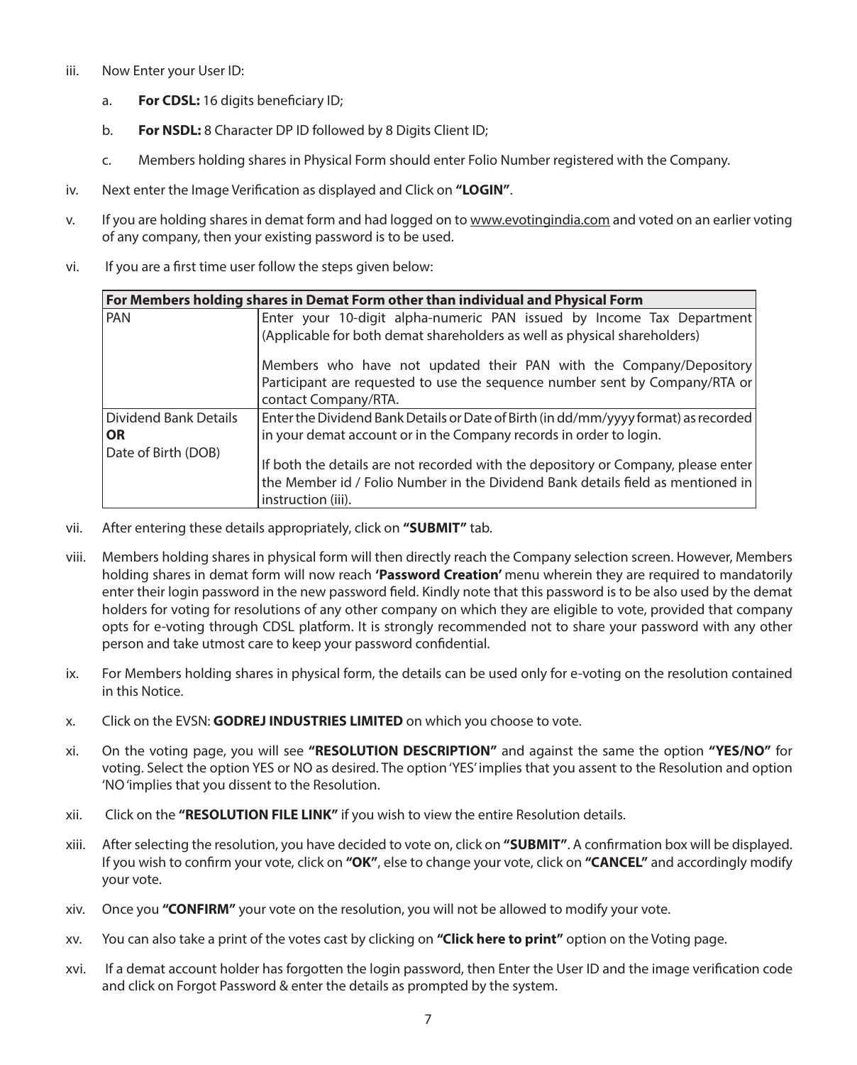iii. Now Enter your User ID:

   a. **For CDSL:** 16 digits beneficiary ID;

   b. **For NSDL:** 8 Character DP ID followed by 8 Digits Client ID;

   c. Members holding shares in Physical Form should enter Folio Number registered with the Company.

iv. Next enter the Image Verification as displayed and Click on **"LOGIN"**.

v. If you are holding shares in demat form and had logged on to www.evotingindia.com and voted on an earlier voting of any company, then your existing password is to be used.

vi. If you are a first time user follow the steps given below:

| **For Members holding shares in Demat Form other than individual and Physical Form** | |
|---|---|
| PAN | Enter your 10-digit alpha-numeric PAN issued by Income Tax Department (Applicable for both demat shareholders as well as physical shareholders)<br><br>Members who have not updated their PAN with the Company/Depository Participant are requested to use the sequence number sent by Company/RTA or contact Company/RTA. |
| Dividend Bank Details<br>**OR**<br>Date of Birth (DOB) | Enter the Dividend Bank Details or Date of Birth (in dd/mm/yyyy format) as recorded in your demat account or in the Company records in order to login.<br><br>If both the details are not recorded with the depository or Company, please enter the Member id / Folio Number in the Dividend Bank details field as mentioned in instruction (iii). |

vii. After entering these details appropriately, click on **"SUBMIT"** tab.

viii. Members holding shares in physical form will then directly reach the Company selection screen. However, Members holding shares in demat form will now reach **'Password Creation'** menu wherein they are required to mandatorily enter their login password in the new password field. Kindly note that this password is to be also used by the demat holders for voting for resolutions of any other company on which they are eligible to vote, provided that company opts for e-voting through CDSL platform. It is strongly recommended not to share your password with any other person and take utmost care to keep your password confidential.

ix. For Members holding shares in physical form, the details can be used only for e-voting on the resolution contained in this Notice.

x. Click on the EVSN: **GODREJ INDUSTRIES LIMITED** on which you choose to vote.

xi. On the voting page, you will see **"RESOLUTION DESCRIPTION"** and against the same the option **"YES/NO"** for voting. Select the option YES or NO as desired. The option 'YES' implies that you assent to the Resolution and option 'NO 'implies that you dissent to the Resolution.

xii. Click on the **"RESOLUTION FILE LINK"** if you wish to view the entire Resolution details.

xiii. After selecting the resolution, you have decided to vote on, click on **"SUBMIT"**. A confirmation box will be displayed. If you wish to confirm your vote, click on **"OK"**, else to change your vote, click on **"CANCEL"** and accordingly modify your vote.

xiv. Once you **"CONFIRM"** your vote on the resolution, you will not be allowed to modify your vote.

xv. You can also take a print of the votes cast by clicking on **"Click here to print"** option on the Voting page.

xvi. If a demat account holder has forgotten the login password, then Enter the User ID and the image verification code and click on Forgot Password & enter the details as prompted by the system.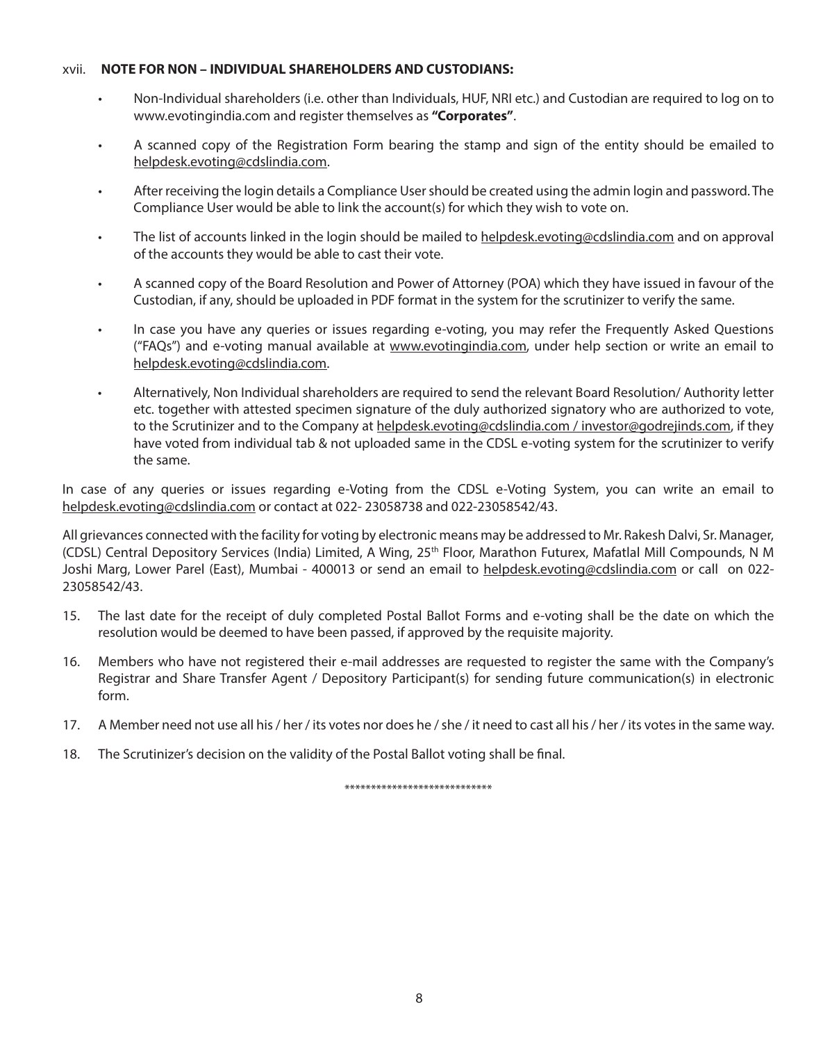xvii. **NOTE FOR NON – INDIVIDUAL SHAREHOLDERS AND CUSTODIANS:**

- Non-Individual shareholders (i.e. other than Individuals, HUF, NRI etc.) and Custodian are required to log on to www.evotingindia.com and register themselves as **"Corporates"**.
- A scanned copy of the Registration Form bearing the stamp and sign of the entity should be emailed to helpdesk.evoting@cdslindia.com.
- After receiving the login details a Compliance User should be created using the admin login and password. The Compliance User would be able to link the account(s) for which they wish to vote on.
- The list of accounts linked in the login should be mailed to helpdesk.evoting@cdslindia.com and on approval of the accounts they would be able to cast their vote.
- A scanned copy of the Board Resolution and Power of Attorney (POA) which they have issued in favour of the Custodian, if any, should be uploaded in PDF format in the system for the scrutinizer to verify the same.
- In case you have any queries or issues regarding e-voting, you may refer the Frequently Asked Questions ("FAQs") and e-voting manual available at www.evotingindia.com, under help section or write an email to helpdesk.evoting@cdslindia.com.
- Alternatively, Non Individual shareholders are required to send the relevant Board Resolution/ Authority letter etc. together with attested specimen signature of the duly authorized signatory who are authorized to vote, to the Scrutinizer and to the Company at helpdesk.evoting@cdslindia.com / investor@godrejinds.com, if they have voted from individual tab & not uploaded same in the CDSL e-voting system for the scrutinizer to verify the same.

In case of any queries or issues regarding e-Voting from the CDSL e-Voting System, you can write an email to helpdesk.evoting@cdslindia.com or contact at 022- 23058738 and 022-23058542/43.

All grievances connected with the facility for voting by electronic means may be addressed to Mr. Rakesh Dalvi, Sr. Manager, (CDSL) Central Depository Services (India) Limited, A Wing, 25th Floor, Marathon Futurex, Mafatlal Mill Compounds, N M Joshi Marg, Lower Parel (East), Mumbai - 400013 or send an email to helpdesk.evoting@cdslindia.com or call on 022-23058542/43.

15. The last date for the receipt of duly completed Postal Ballot Forms and e-voting shall be the date on which the resolution would be deemed to have been passed, if approved by the requisite majority.
16. Members who have not registered their e-mail addresses are requested to register the same with the Company's Registrar and Share Transfer Agent / Depository Participant(s) for sending future communication(s) in electronic form.
17. A Member need not use all his / her / its votes nor does he / she / it need to cast all his / her / its votes in the same way.
18. The Scrutinizer's decision on the validity of the Postal Ballot voting shall be final.

***************************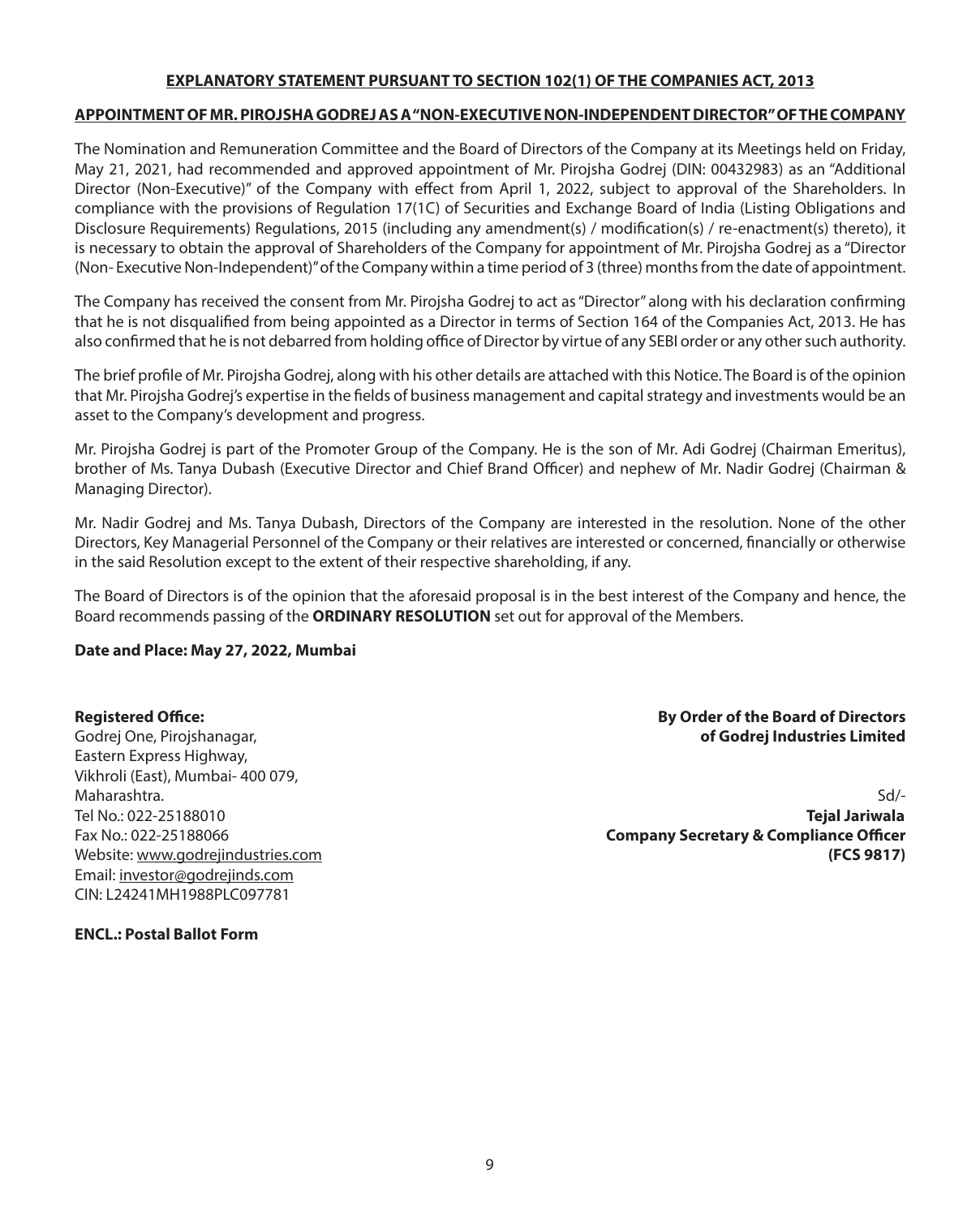## EXPLANATORY STATEMENT PURSUANT TO SECTION 102(1) OF THE COMPANIES ACT, 2013

### APPOINTMENT OF MR. PIROJSHA GODREJ AS A "NON-EXECUTIVE NON-INDEPENDENT DIRECTOR" OF THE COMPANY

The Nomination and Remuneration Committee and the Board of Directors of the Company at its Meetings held on Friday, May 21, 2021, had recommended and approved appointment of Mr. Pirojsha Godrej (DIN: 00432983) as an "Additional Director (Non-Executive)" of the Company with effect from April 1, 2022, subject to approval of the Shareholders. In compliance with the provisions of Regulation 17(1C) of Securities and Exchange Board of India (Listing Obligations and Disclosure Requirements) Regulations, 2015 (including any amendment(s) / modification(s) / re-enactment(s) thereto), it is necessary to obtain the approval of Shareholders of the Company for appointment of Mr. Pirojsha Godrej as a "Director (Non- Executive Non-Independent)" of the Company within a time period of 3 (three) months from the date of appointment.

The Company has received the consent from Mr. Pirojsha Godrej to act as "Director" along with his declaration confirming that he is not disqualified from being appointed as a Director in terms of Section 164 of the Companies Act, 2013. He has also confirmed that he is not debarred from holding office of Director by virtue of any SEBI order or any other such authority.

The brief profile of Mr. Pirojsha Godrej, along with his other details are attached with this Notice. The Board is of the opinion that Mr. Pirojsha Godrej's expertise in the fields of business management and capital strategy and investments would be an asset to the Company's development and progress.

Mr. Pirojsha Godrej is part of the Promoter Group of the Company. He is the son of Mr. Adi Godrej (Chairman Emeritus), brother of Ms. Tanya Dubash (Executive Director and Chief Brand Officer) and nephew of Mr. Nadir Godrej (Chairman & Managing Director).

Mr. Nadir Godrej and Ms. Tanya Dubash, Directors of the Company are interested in the resolution. None of the other Directors, Key Managerial Personnel of the Company or their relatives are interested or concerned, financially or otherwise in the said Resolution except to the extent of their respective shareholding, if any.

The Board of Directors is of the opinion that the aforesaid proposal is in the best interest of the Company and hence, the Board recommends passing of the **ORDINARY RESOLUTION** set out for approval of the Members.

**Date and Place: May 27, 2022, Mumbai**

**Registered Office:**
Godrej One, Pirojshanagar,
Eastern Express Highway,
Vikhroli (East), Mumbai- 400 079,
Maharashtra.
Tel No.: 022-25188010
Fax No.: 022-25188066
Website: www.godrejindustries.com
Email: investor@godrejinds.com
CIN: L24241MH1988PLC097781

**By Order of the Board of Directors**
**of Godrej Industries Limited**

Sd/-
**Tejal Jariwala**
**Company Secretary & Compliance Officer**
**(FCS 9817)**

**ENCL.: Postal Ballot Form**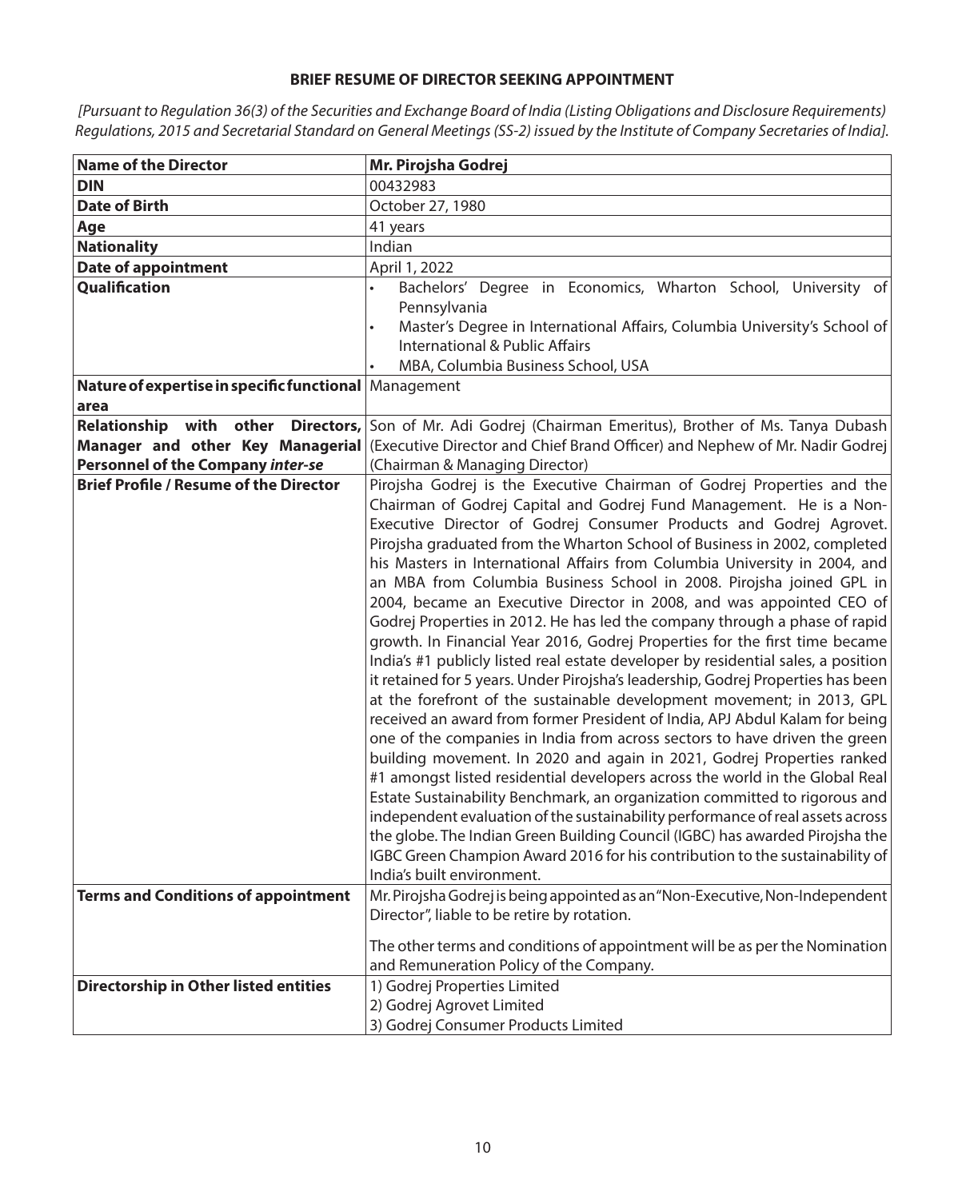# BRIEF RESUME OF DIRECTOR SEEKING APPOINTMENT

*[Pursuant to Regulation 36(3) of the Securities and Exchange Board of India (Listing Obligations and Disclosure Requirements) Regulations, 2015 and Secretarial Standard on General Meetings (SS-2) issued by the Institute of Company Secretaries of India].*

| **Name of the Director** | **Mr. Pirojsha Godrej** |
|---|---|
| **DIN** | 00432983 |
| **Date of Birth** | October 27, 1980 |
| **Age** | 41 years |
| **Nationality** | Indian |
| **Date of appointment** | April 1, 2022 |
| **Qualification** | • Bachelors' Degree in Economics, Wharton School, University of Pennsylvania<br>• Master's Degree in International Affairs, Columbia University's School of International & Public Affairs<br>• MBA, Columbia Business School, USA |
| **Nature of expertise in specific functional area** | Management |
| **Relationship with other Directors, Manager and other Key Managerial Personnel of the Company *inter-se*** | Son of Mr. Adi Godrej (Chairman Emeritus), Brother of Ms. Tanya Dubash (Executive Director and Chief Brand Officer) and Nephew of Mr. Nadir Godrej (Chairman & Managing Director) |
| **Brief Profile / Resume of the Director** | Pirojsha Godrej is the Executive Chairman of Godrej Properties and the Chairman of Godrej Capital and Godrej Fund Management. He is a Non-Executive Director of Godrej Consumer Products and Godrej Agrovet. Pirojsha graduated from the Wharton School of Business in 2002, completed his Masters in International Affairs from Columbia University in 2004, and an MBA from Columbia Business School in 2008. Pirojsha joined GPL in 2004, became an Executive Director in 2008, and was appointed CEO of Godrej Properties in 2012. He has led the company through a phase of rapid growth. In Financial Year 2016, Godrej Properties for the first time became India's #1 publicly listed real estate developer by residential sales, a position it retained for 5 years. Under Pirojsha's leadership, Godrej Properties has been at the forefront of the sustainable development movement; in 2013, GPL received an award from former President of India, APJ Abdul Kalam for being one of the companies in India from across sectors to have driven the green building movement. In 2020 and again in 2021, Godrej Properties ranked #1 amongst listed residential developers across the world in the Global Real Estate Sustainability Benchmark, an organization committed to rigorous and independent evaluation of the sustainability performance of real assets across the globe. The Indian Green Building Council (IGBC) has awarded Pirojsha the IGBC Green Champion Award 2016 for his contribution to the sustainability of India's built environment. |
| **Terms and Conditions of appointment** | Mr. Pirojsha Godrej is being appointed as an "Non-Executive, Non-Independent Director", liable to be retire by rotation.<br><br>The other terms and conditions of appointment will be as per the Nomination and Remuneration Policy of the Company. |
| **Directorship in Other listed entities** | 1) Godrej Properties Limited<br>2) Godrej Agrovet Limited<br>3) Godrej Consumer Products Limited |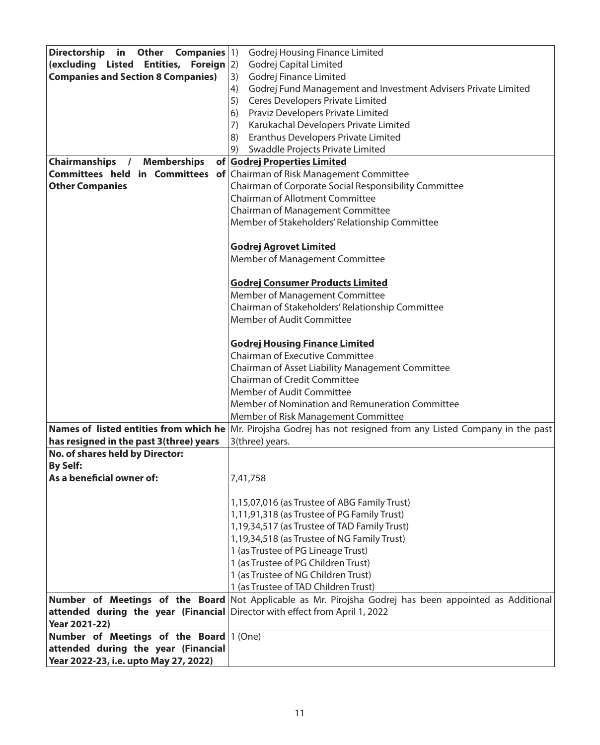| | |
|---|---|
| **Directorship in Other Companies (excluding Listed Entities, Foreign Companies and Section 8 Companies)** | 1) Godrej Housing Finance Limited<br>2) Godrej Capital Limited<br>3) Godrej Finance Limited<br>4) Godrej Fund Management and Investment Advisers Private Limited<br>5) Ceres Developers Private Limited<br>6) Praviz Developers Private Limited<br>7) Karukachal Developers Private Limited<br>8) Eranthus Developers Private Limited<br>9) Swaddle Projects Private Limited |
| **Chairmanships / Memberships of Committees held in Committees of Other Companies** | **Godrej Properties Limited**<br>Chairman of Risk Management Committee<br>Chairman of Corporate Social Responsibility Committee<br>Chairman of Allotment Committee<br>Chairman of Management Committee<br>Member of Stakeholders' Relationship Committee<br><br>**Godrej Agrovet Limited**<br>Member of Management Committee<br><br>**Godrej Consumer Products Limited**<br>Member of Management Committee<br>Chairman of Stakeholders' Relationship Committee<br>Member of Audit Committee<br><br>**Godrej Housing Finance Limited**<br>Chairman of Executive Committee<br>Chairman of Asset Liability Management Committee<br>Chairman of Credit Committee<br>Member of Audit Committee<br>Member of Nomination and Remuneration Committee<br>Member of Risk Management Committee |
| **Names of listed entities from which he has resigned in the past 3(three) years** | Mr. Pirojsha Godrej has not resigned from any Listed Company in the past 3(three) years. |
| **No. of shares held by Director:**<br>**By Self:**<br>**As a beneficial owner of:** | 7,41,758<br><br>1,15,07,016 (as Trustee of ABG Family Trust)<br>1,11,91,318 (as Trustee of PG Family Trust)<br>1,19,34,517 (as Trustee of TAD Family Trust)<br>1,19,34,518 (as Trustee of NG Family Trust)<br>1 (as Trustee of PG Lineage Trust)<br>1 (as Trustee of PG Children Trust)<br>1 (as Trustee of NG Children Trust)<br>1 (as Trustee of TAD Children Trust) |
| **Number of Meetings of the Board attended during the year (Financial Year 2021-22)** | Not Applicable as Mr. Pirojsha Godrej has been appointed as Additional Director with effect from April 1, 2022 |
| **Number of Meetings of the Board attended during the year (Financial Year 2022-23, i.e. upto May 27, 2022)** | 1 (One) |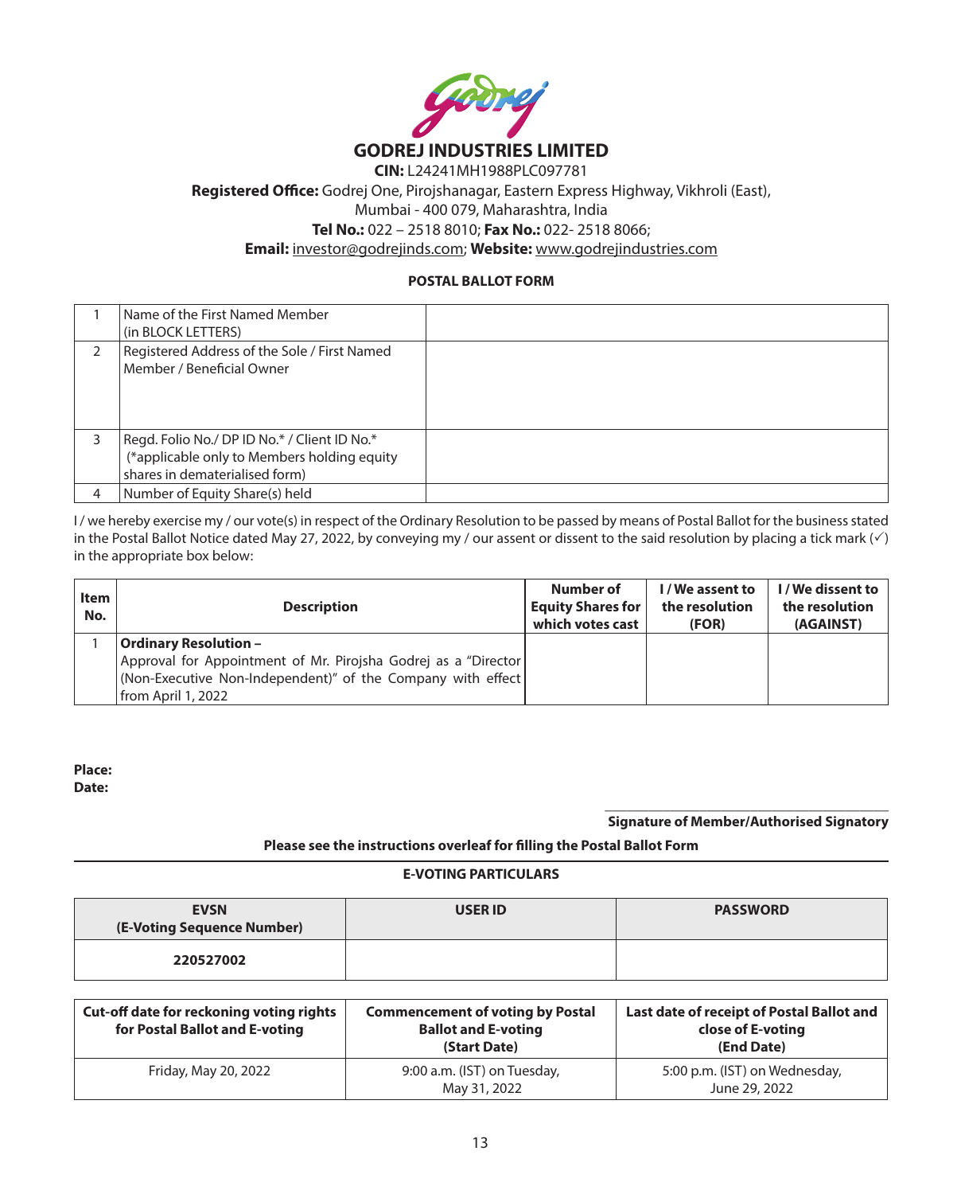# GODREJ INDUSTRIES LIMITED

**CIN:** L24241MH1988PLC097781

**Registered Office:** Godrej One, Pirojshanagar, Eastern Express Highway, Vikhroli (East), Mumbai - 400 079, Maharashtra, India

**Tel No.:** 022 – 2518 8010; **Fax No.:** 022- 2518 8066;

**Email:** investor@godrejinds.com; **Website:** www.godrejindustries.com

## POSTAL BALLOT FORM

| | | |
|---|---|---|
| 1 | Name of the First Named Member (in BLOCK LETTERS) | |
| 2 | Registered Address of the Sole / First Named Member / Beneficial Owner | |
| 3 | Regd. Folio No./ DP ID No.* / Client ID No.* (*applicable only to Members holding equity shares in dematerialised form) | |
| 4 | Number of Equity Share(s) held | |

I / we hereby exercise my / our vote(s) in respect of the Ordinary Resolution to be passed by means of Postal Ballot for the business stated in the Postal Ballot Notice dated May 27, 2022, by conveying my / our assent or dissent to the said resolution by placing a tick mark (✓) in the appropriate box below:

| Item No. | Description | Number of Equity Shares for which votes cast | I / We assent to the resolution (FOR) | I / We dissent to the resolution (AGAINST) |
|---|---|---|---|---|
| 1 | **Ordinary Resolution –** Approval for Appointment of Mr. Pirojsha Godrej as a "Director (Non-Executive Non-Independent)" of the Company with effect from April 1, 2022 | | | |

**Place:**

**Date:**

**Signature of Member/Authorised Signatory**

**Please see the instructions overleaf for filling the Postal Ballot Form**

## E-VOTING PARTICULARS

| EVSN (E-Voting Sequence Number) | USER ID | PASSWORD |
|---|---|---|
| **220527002** | | |

| Cut-off date for reckoning voting rights for Postal Ballot and E-voting | Commencement of voting by Postal Ballot and E-voting (Start Date) | Last date of receipt of Postal Ballot and close of E-voting (End Date) |
|---|---|---|
| Friday, May 20, 2022 | 9:00 a.m. (IST) on Tuesday, May 31, 2022 | 5:00 p.m. (IST) on Wednesday, June 29, 2022 |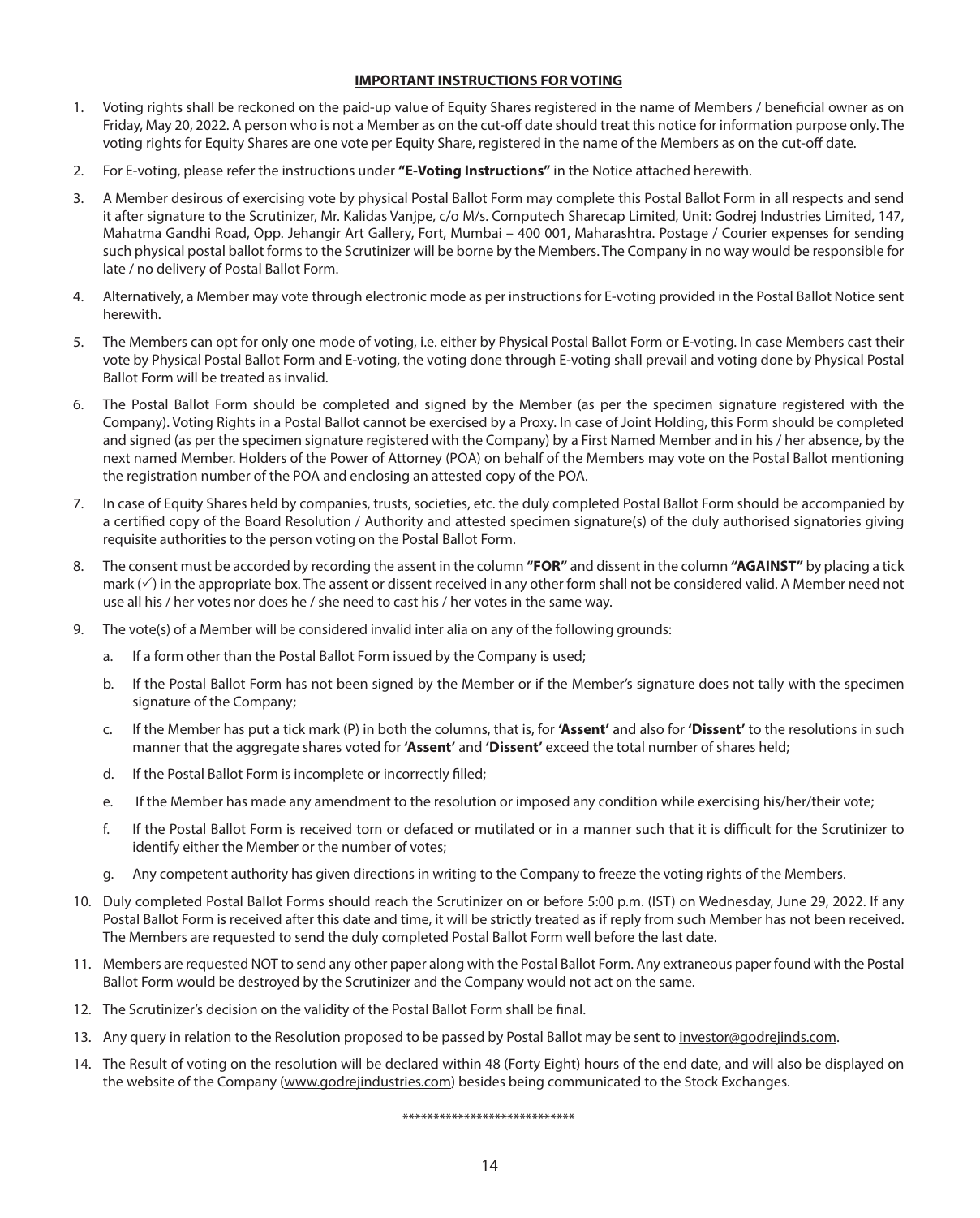## IMPORTANT INSTRUCTIONS FOR VOTING

1. Voting rights shall be reckoned on the paid-up value of Equity Shares registered in the name of Members / beneficial owner as on Friday, May 20, 2022. A person who is not a Member as on the cut-off date should treat this notice for information purpose only. The voting rights for Equity Shares are one vote per Equity Share, registered in the name of the Members as on the cut-off date.
2. For E-voting, please refer the instructions under **"E-Voting Instructions"** in the Notice attached herewith.
3. A Member desirous of exercising vote by physical Postal Ballot Form may complete this Postal Ballot Form in all respects and send it after signature to the Scrutinizer, Mr. Kalidas Vanjpe, c/o M/s. Computech Sharecap Limited, Unit: Godrej Industries Limited, 147, Mahatma Gandhi Road, Opp. Jehangir Art Gallery, Fort, Mumbai – 400 001, Maharashtra. Postage / Courier expenses for sending such physical postal ballot forms to the Scrutinizer will be borne by the Members. The Company in no way would be responsible for late / no delivery of Postal Ballot Form.
4. Alternatively, a Member may vote through electronic mode as per instructions for E-voting provided in the Postal Ballot Notice sent herewith.
5. The Members can opt for only one mode of voting, i.e. either by Physical Postal Ballot Form or E-voting. In case Members cast their vote by Physical Postal Ballot Form and E-voting, the voting done through E-voting shall prevail and voting done by Physical Postal Ballot Form will be treated as invalid.
6. The Postal Ballot Form should be completed and signed by the Member (as per the specimen signature registered with the Company). Voting Rights in a Postal Ballot cannot be exercised by a Proxy. In case of Joint Holding, this Form should be completed and signed (as per the specimen signature registered with the Company) by a First Named Member and in his / her absence, by the next named Member. Holders of the Power of Attorney (POA) on behalf of the Members may vote on the Postal Ballot mentioning the registration number of the POA and enclosing an attested copy of the POA.
7. In case of Equity Shares held by companies, trusts, societies, etc. the duly completed Postal Ballot Form should be accompanied by a certified copy of the Board Resolution / Authority and attested specimen signature(s) of the duly authorised signatories giving requisite authorities to the person voting on the Postal Ballot Form.
8. The consent must be accorded by recording the assent in the column **"FOR"** and dissent in the column **"AGAINST"** by placing a tick mark (✓) in the appropriate box. The assent or dissent received in any other form shall not be considered valid. A Member need not use all his / her votes nor does he / she need to cast his / her votes in the same way.
9. The vote(s) of a Member will be considered invalid inter alia on any of the following grounds:
   a. If a form other than the Postal Ballot Form issued by the Company is used;
   b. If the Postal Ballot Form has not been signed by the Member or if the Member's signature does not tally with the specimen signature of the Company;
   c. If the Member has put a tick mark (P) in both the columns, that is, for **'Assent'** and also for **'Dissent'** to the resolutions in such manner that the aggregate shares voted for **'Assent'** and **'Dissent'** exceed the total number of shares held;
   d. If the Postal Ballot Form is incomplete or incorrectly filled;
   e. If the Member has made any amendment to the resolution or imposed any condition while exercising his/her/their vote;
   f. If the Postal Ballot Form is received torn or defaced or mutilated or in a manner such that it is difficult for the Scrutinizer to identify either the Member or the number of votes;
   g. Any competent authority has given directions in writing to the Company to freeze the voting rights of the Members.
10. Duly completed Postal Ballot Forms should reach the Scrutinizer on or before 5:00 p.m. (IST) on Wednesday, June 29, 2022. If any Postal Ballot Form is received after this date and time, it will be strictly treated as if reply from such Member has not been received. The Members are requested to send the duly completed Postal Ballot Form well before the last date.
11. Members are requested NOT to send any other paper along with the Postal Ballot Form. Any extraneous paper found with the Postal Ballot Form would be destroyed by the Scrutinizer and the Company would not act on the same.
12. The Scrutinizer's decision on the validity of the Postal Ballot Form shall be final.
13. Any query in relation to the Resolution proposed to be passed by Postal Ballot may be sent to investor@godrejinds.com.
14. The Result of voting on the resolution will be declared within 48 (Forty Eight) hours of the end date, and will also be displayed on the website of the Company (www.godrejindustries.com) besides being communicated to the Stock Exchanges.

****************************